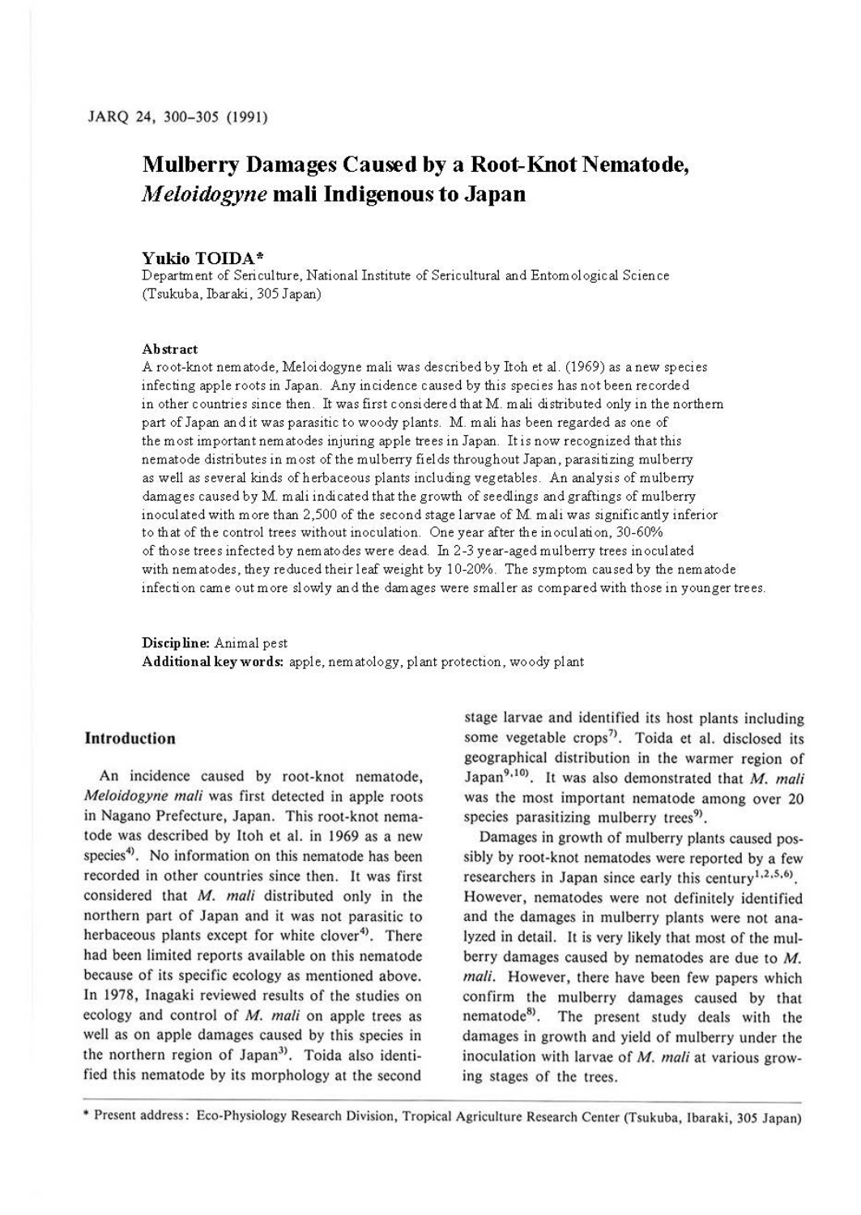# Mulberry Damages Caused by a Root-Knot Nematode, *Meloidogyne* mali Indigenous to Japan

**Yukio TOIDA***

Department of Sericulture, National Institute of Sericultural and Entomological Science (Tsukuba, Ibaraki, 305 Japan)

**Abstract**

A root-knot nematode, Meloidogyne mali was described by Itoh et al. (1969) as a new species infecting apple roots in Japan. Any incidence caused by this species has not been recorded in other countries since then. It was first considered that M. mali distributed only in the northern part of Japan and it was parasitic to woody plants. M. mali has been regarded as one of the most important nematodes injuring apple trees in Japan. It is now recognized that this nematode distributes in most of the mulberry fields throughout Japan, parasitizing mulberry as well as several kinds of herbaceous plants including vegetables. An analysis of mulberry damages caused by M. mali indicated that the growth of seedlings and graftings of mulberry inoculated with more than 2,500 of the second stage larvae of M. mali was significantly inferior to that of the control trees without inoculation. One year after the inoculation, 30-60% of those trees infected by nematodes were dead. In 2-3 year-aged mulberry trees inoculated with nematodes, they reduced their leaf weight by 10-20%. The symptom caused by the nematode infection came out more slowly and the damages were smaller as compared with those in younger trees.

**Discipline:** Animal pest
**Additional key words:** apple, nematology, plant protection, woody plant

## Introduction

An incidence caused by root-knot nematode, *Meloidogyne mali* was first detected in apple roots in Nagano Prefecture, Japan. This root-knot nematode was described by Itoh et al. in 1969 as a new species[4]. No information on this nematode has been recorded in other countries since then. It was first considered that *M. mali* distributed only in the northern part of Japan and it was not parasitic to herbaceous plants except for white clover[4]. There had been limited reports available on this nematode because of its specific ecology as mentioned above. In 1978, Inagaki reviewed results of the studies on ecology and control of *M. mali* on apple trees as well as on apple damages caused by this species in the northern region of Japan[3]. Toida also identified this nematode by its morphology at the second stage larvae and identified its host plants including some vegetable crops[7]. Toida et al. disclosed its geographical distribution in the warmer region of Japan[9,10]. It was also demonstrated that *M. mali* was the most important nematode among over 20 species parasitizing mulberry trees[9].

Damages in growth of mulberry plants caused possibly by root-knot nematodes were reported by a few researchers in Japan since early this century[1,2,5,6]. However, nematodes were not definitely identified and the damages in mulberry plants were not analyzed in detail. It is very likely that most of the mulberry damages caused by nematodes are due to *M. mali*. However, there have been few papers which confirm the mulberry damages caused by that nematode[8]. The present study deals with the damages in growth and yield of mulberry under the inoculation with larvae of *M. mali* at various growing stages of the trees.

* Present address: Eco-Physiology Research Division, Tropical Agriculture Research Center (Tsukuba, Ibaraki, 305 Japan)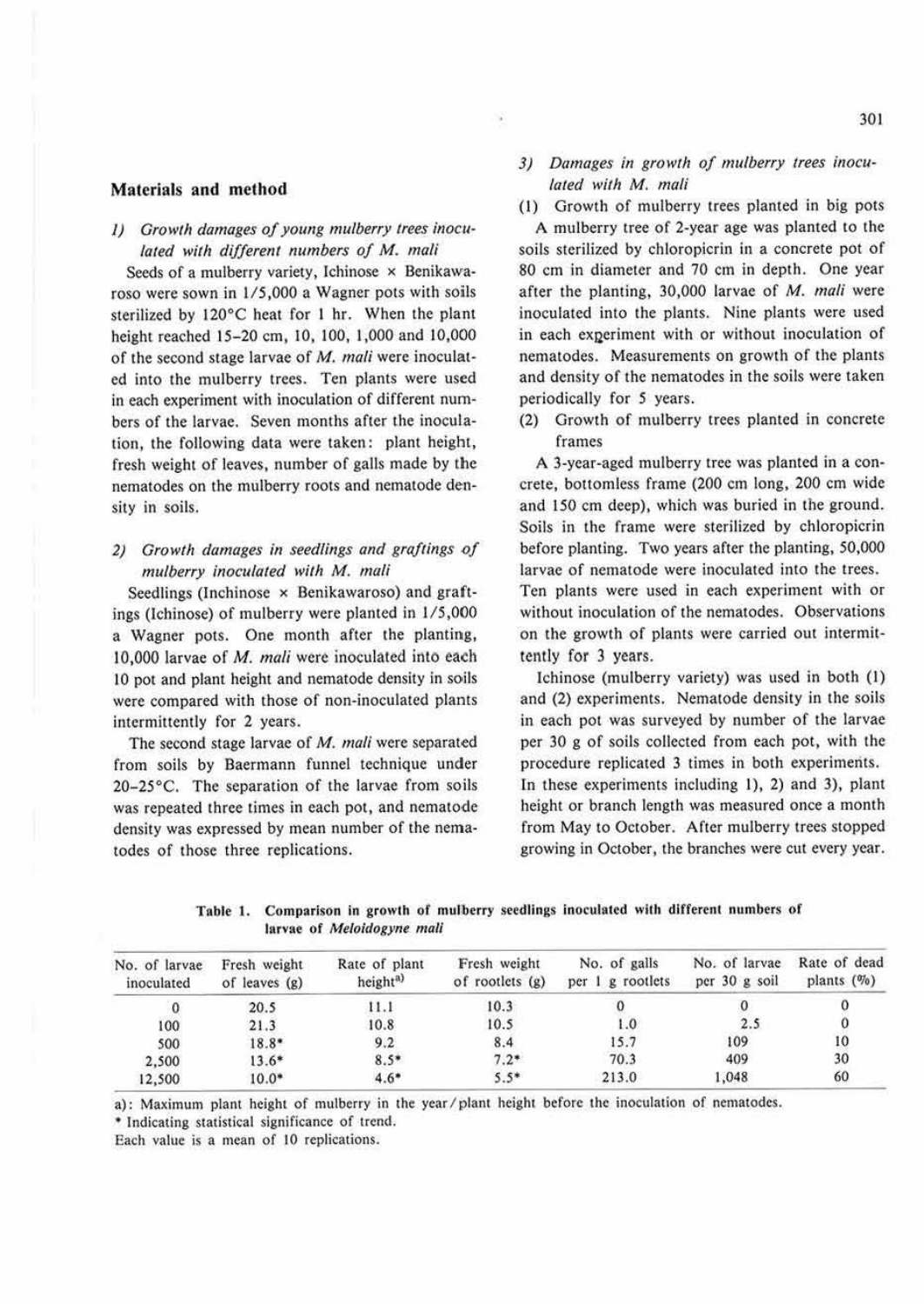## Materials and method

### 1) *Growth damages of young mulberry trees inoculated with different numbers of M. mali*

Seeds of a mulberry variety, Ichinose × Benikawaroso were sown in 1/5,000 a Wagner pots with soils sterilized by 120°C heat for 1 hr. When the plant height reached 15–20 cm, 10, 100, 1,000 and 10,000 of the second stage larvae of *M. mali* were inoculated into the mulberry trees. Ten plants were used in each experiment with inoculation of different numbers of the larvae. Seven months after the inoculation, the following data were taken: plant height, fresh weight of leaves, number of galls made by the nematodes on the mulberry roots and nematode density in soils.

### 2) *Growth damages in seedlings and graftings of mulberry inoculated with M. mali*

Seedlings (Inchinose × Benikawaroso) and graftings (Ichinose) of mulberry were planted in 1/5,000 a Wagner pots. One month after the planting, 10,000 larvae of *M. mali* were inoculated into each 10 pot and plant height and nematode density in soils were compared with those of non-inoculated plants intermittently for 2 years.

The second stage larvae of *M. mali* were separated from soils by Baermann funnel technique under 20–25°C. The separation of the larvae from soils was repeated three times in each pot, and nematode density was expressed by mean number of the nematodes of those three replications.

### 3) *Damages in growth of mulberry trees inoculated with M. mali*

(1) Growth of mulberry trees planted in big pots

A mulberry tree of 2-year age was planted to the soils sterilized by chloropicrin in a concrete pot of 80 cm in diameter and 70 cm in depth. One year after the planting, 30,000 larvae of *M. mali* were inoculated into the plants. Nine plants were used in each experiment with or without inoculation of nematodes. Measurements on growth of the plants and density of the nematodes in the soils were taken periodically for 5 years.

(2) Growth of mulberry trees planted in concrete frames

A 3-year-aged mulberry tree was planted in a concrete, bottomless frame (200 cm long, 200 cm wide and 150 cm deep), which was buried in the ground. Soils in the frame were sterilized by chloropicrin before planting. Two years after the planting, 50,000 larvae of nematode were inoculated into the trees. Ten plants were used in each experiment with or without inoculation of the nematodes. Observations on the growth of plants were carried out intermittently for 3 years.

Ichinose (mulberry variety) was used in both (1) and (2) experiments. Nematode density in the soils in each pot was surveyed by number of the larvae per 30 g of soils collected from each pot, with the procedure replicated 3 times in both experiments. In these experiments including 1), 2) and 3), plant height or branch length was measured once a month from May to October. After mulberry trees stopped growing in October, the branches were cut every year.

**Table 1. Comparison in growth of mulberry seedlings inoculated with different numbers of larvae of *Meloidogyne mali***

| No. of larvae inoculated | Fresh weight of leaves (g) | Rate of plant height[a] | Fresh weight of rootlets (g) | No. of galls per 1 g rootlets | No. of larvae per 30 g soil | Rate of dead plants (%) |
|---|---|---|---|---|---|---|
| 0 | 20.5 | 11.1 | 10.3 | 0 | 0 | 0 |
| 100 | 21.3 | 10.8 | 10.5 | 1.0 | 2.5 | 0 |
| 500 | 18.8* | 9.2 | 8.4 | 15.7 | 109 | 10 |
| 2,500 | 13.6* | 8.5* | 7.2* | 70.3 | 409 | 30 |
| 12,500 | 10.0* | 4.6* | 5.5* | 213.0 | 1,048 | 60 |

a): Maximum plant height of mulberry in the year/plant height before the inoculation of nematodes.
* Indicating statistical significance of trend.
Each value is a mean of 10 replications.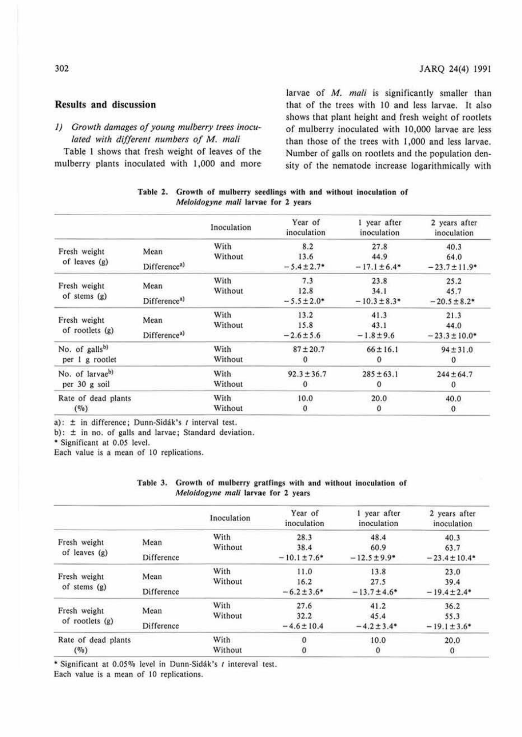## Results and discussion

### 1) *Growth damages of young mulberry trees inoculated with different numbers of M. mali*

Table 1 shows that fresh weight of leaves of the mulberry plants inoculated with 1,000 and more larvae of *M. mali* is significantly smaller than that of the trees with 10 and less larvae. It also shows that plant height and fresh weight of rootlets of mulberry inoculated with 10,000 larvae are less than those of the trees with 1,000 and less larvae. Number of galls on rootlets and the population density of the nematode increase logarithmically with

**Table 2. Growth of mulberry seedlings with and without inoculation of *Meloidogyne mali* larvae for 2 years**

| | | Inoculation | Year of inoculation | 1 year after inoculation | 2 years after inoculation |
|---|---|---|---|---|---|
| Fresh weight of leaves (g) | Mean | With | 8.2 | 27.8 | 40.3 |
| | | Without | 13.6 | 44.9 | 64.0 |
| | Difference[a] | | −5.4±2.7* | −17.1±6.4* | −23.7±11.9* |
| Fresh weight of stems (g) | Mean | With | 7.3 | 23.8 | 25.2 |
| | | Without | 12.8 | 34.1 | 45.7 |
| | Difference[a] | | −5.5±2.0* | −10.3±8.3* | −20.5±8.2* |
| Fresh weight of rootlets (g) | Mean | With | 13.2 | 41.3 | 21.3 |
| | | Without | 15.8 | 43.1 | 44.0 |
| | Difference[a] | | −2.6±5.6 | −1.8±9.6 | −23.3±10.0* |
| No. of galls[b] per 1 g rootlet | | With | 87±20.7 | 66±16.1 | 94±31.0 |
| | | Without | 0 | 0 | 0 |
| No. of larvae[b] per 30 g soil | | With | 92.3±36.7 | 285±63.1 | 244±64.7 |
| | | Without | 0 | 0 | 0 |
| Rate of dead plants (%) | | With | 10.0 | 20.0 | 40.0 |
| | | Without | 0 | 0 | 0 |

a): ± in difference; Dunn-Sidák's $t$ interval test.
b): ± in no. of galls and larvae; Standard deviation.
\* Significant at 0.05 level.
Each value is a mean of 10 replications.

**Table 3. Growth of mulberry gratfings with and without inoculation of *Meloidogyne mali* larvae for 2 years**

| | | Inoculation | Year of inoculation | 1 year after inoculation | 2 years after inoculation |
|---|---|---|---|---|---|
| Fresh weight of leaves (g) | Mean | With | 28.3 | 48.4 | 40.3 |
| | | Without | 38.4 | 60.9 | 63.7 |
| | Difference | | −10.1±7.6* | −12.5±9.9* | −23.4±10.4* |
| Fresh weight of stems (g) | Mean | With | 11.0 | 13.8 | 23.0 |
| | | Without | 16.2 | 27.5 | 39.4 |
| | Difference | | −6.2±3.6* | −13.7±4.6* | −19.4±2.4* |
| Fresh weight of rootlets (g) | Mean | With | 27.6 | 41.2 | 36.2 |
| | | Without | 32.2 | 45.4 | 55.3 |
| | Difference | | −4.6±10.4 | −4.2±3.4* | −19.1±3.6* |
| Rate of dead plants (%) | | With | 0 | 10.0 | 20.0 |
| | | Without | 0 | 0 | 0 |

\* Significant at 0.05% level in Dunn-Sidák's $t$ intereval test.
Each value is a mean of 10 replications.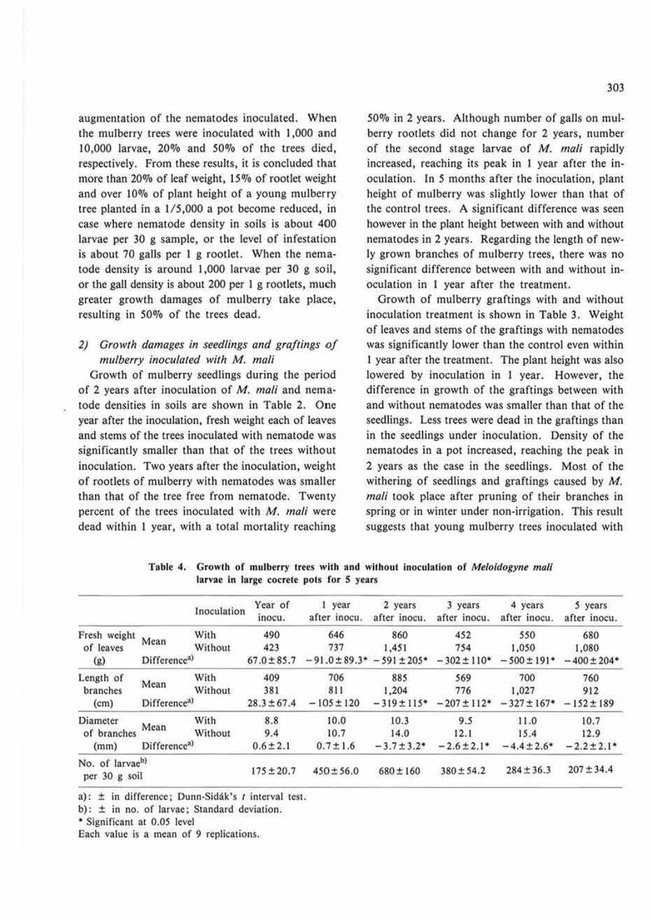augmentation of the nematodes inoculated. When the mulberry trees were inoculated with 1,000 and 10,000 larvae, 20% and 50% of the trees died, respectively. From these results, it is concluded that more than 20% of leaf weight, 15% of rootlet weight and over 10% of plant height of a young mulberry tree planted in a 1/5,000 a pot become reduced, in case where nematode density in soils is about 400 larvae per 30 g sample, or the level of infestation is about 70 galls per 1 g rootlet. When the nematode density is around 1,000 larvae per 30 g soil, or the gall density is about 200 per 1 g rootlets, much greater growth damages of mulberry take place, resulting in 50% of the trees dead.

### 2) *Growth damages in seedlings and graftings of mulberry inoculated with M. mali*

Growth of mulberry seedlings during the period of 2 years after inoculation of *M. mali* and nematode densities in soils are shown in Table 2. One year after the inoculation, fresh weight each of leaves and stems of the trees inoculated with nematode was significantly smaller than that of the trees without inoculation. Two years after the inoculation, weight of rootlets of mulberry with nematodes was smaller than that of the tree free from nematode. Twenty percent of the trees inoculated with *M. mali* were dead within 1 year, with a total mortality reaching 50% in 2 years. Although number of galls on mulberry rootlets did not change for 2 years, number of the second stage larvae of *M. mali* rapidly increased, reaching its peak in 1 year after the inoculation. In 5 months after the inoculation, plant height of mulberry was slightly lower than that of the control trees. A significant difference was seen however in the plant height between with and without nematodes in 2 years. Regarding the length of newly grown branches of mulberry trees, there was no significant difference between with and without inoculation in 1 year after the treatment.

Growth of mulberry graftings with and without inoculation treatment is shown in Table 3. Weight of leaves and stems of the graftings with nematodes was significantly lower than the control even within 1 year after the treatment. The plant height was also lowered by inoculation in 1 year. However, the difference in growth of the graftings between with and without nematodes was smaller than that of the seedlings. Less trees were dead in the graftings than in the seedlings under inoculation. Density of the nematodes in a pot increased, reaching the peak in 2 years as the case in the seedlings. Most of the withering of seedlings and graftings caused by *M. mali* took place after pruning of their branches in spring or in winter under non-irrigation. This result suggests that young mulberry trees inoculated with

**Table 4. Growth of mulberry trees with and without inoculation of *Meloidogyne mali* larvae in large cocrete pots for 5 years**

| | | Inoculation | Year of inocu. | 1 year after inocu. | 2 years after inocu. | 3 years after inocu. | 4 years after inocu. | 5 years after inocu. |
|---|---|---|---|---|---|---|---|---|
| Fresh weight of leaves (g) | Mean | With | 490 | 646 | 860 | 452 | 550 | 680 |
| | | Without | 423 | 737 | 1,451 | 754 | 1,050 | 1,080 |
| | Difference[a)] | | 67.0±85.7 | −91.0±89.3* | −591±205* | −302±110* | −500±191* | −400±204* |
| Length of branches (cm) | Mean | With | 409 | 706 | 885 | 569 | 700 | 760 |
| | | Without | 381 | 811 | 1,204 | 776 | 1,027 | 912 |
| | Difference[a)] | | 28.3±67.4 | −105±120 | −319±115* | −207±112* | −327±167* | −152±189 |
| Diameter of branches (mm) | Mean | With | 8.8 | 10.0 | 10.3 | 9.5 | 11.0 | 10.7 |
| | | Without | 9.4 | 10.7 | 14.0 | 12.1 | 15.4 | 12.9 |
| | Difference[a)] | | 0.6±2.1 | 0.7±1.6 | −3.7±3.2* | −2.6±2.1* | −4.4±2.6* | −2.2±2.1* |
| No. of larvae[b)] per 30 g soil | | | 175±20.7 | 450±56.0 | 680±160 | 380±54.2 | 284±36.3 | 207±34.4 |

a): ± in difference; Dunn-Sidák's *t* interval test.
b): ± in no. of larvae; Standard deviation.
\* Significant at 0.05 level
Each value is a mean of 9 replications.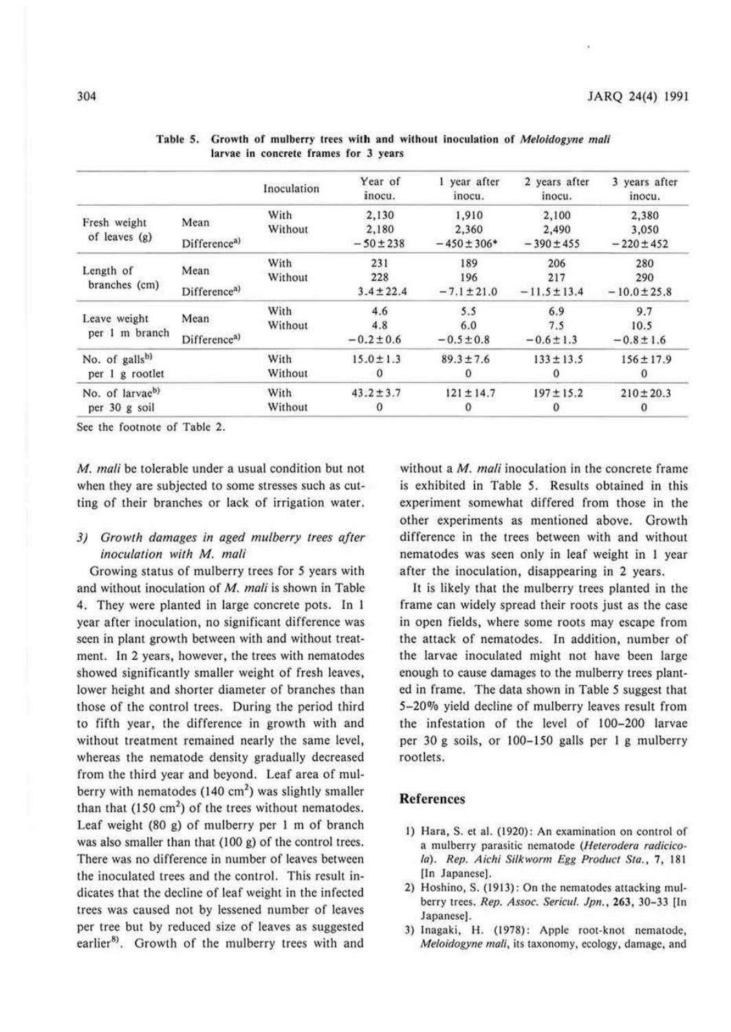Table 5. Growth of mulberry trees with and without inoculation of *Meloidogyne mali* larvae in concrete frames for 3 years

| | | Inoculation | Year of inocu. | 1 year after inocu. | 2 years after inocu. | 3 years after inocu. |
|---|---|---|---|---|---|---|
| Fresh weight of leaves (g) | Mean | With | 2,130 | 1,910 | 2,100 | 2,380 |
| | | Without | 2,180 | 2,360 | 2,490 | 3,050 |
| | Difference[a] | | −50±238 | −450±306* | −390±455 | −220±452 |
| Length of branches (cm) | Mean | With | 231 | 189 | 206 | 280 |
| | | Without | 228 | 196 | 217 | 290 |
| | Difference[a] | | 3.4±22.4 | −7.1±21.0 | −11.5±13.4 | −10.0±25.8 |
| Leave weight per 1 m branch | Mean | With | 4.6 | 5.5 | 6.9 | 9.7 |
| | | Without | 4.8 | 6.0 | 7.5 | 10.5 |
| | Difference[a] | | −0.2±0.6 | −0.5±0.8 | −0.6±1.3 | −0.8±1.6 |
| No. of galls[b] per 1 g rootlet | | With | 15.0±1.3 | 89.3±7.6 | 133±13.5 | 156±17.9 |
| | | Without | 0 | 0 | 0 | 0 |
| No. of larvae[b] per 30 g soil | | With | 43.2±3.7 | 121±14.7 | 197±15.2 | 210±20.3 |
| | | Without | 0 | 0 | 0 | 0 |

See the footnote of Table 2.

*M. mali* be tolerable under a usual condition but not when they are subjected to some stresses such as cutting of their branches or lack of irrigation water.

### 3) Growth damages in aged mulberry trees after inoculation with *M. mali*

Growing status of mulberry trees for 5 years with and without inoculation of *M. mali* is shown in Table 4. They were planted in large concrete pots. In 1 year after inoculation, no significant difference was seen in plant growth between with and without treatment. In 2 years, however, the trees with nematodes showed significantly smaller weight of fresh leaves, lower height and shorter diameter of branches than those of the control trees. During the period third to fifth year, the difference in growth with and without treatment remained nearly the same level, whereas the nematode density gradually decreased from the third year and beyond. Leaf area of mulberry with nematodes (140 $cm^2$) was slightly smaller than that (150 $cm^2$) of the trees without nematodes. Leaf weight (80 g) of mulberry per 1 m of branch was also smaller than that (100 g) of the control trees. There was no difference in number of leaves between the inoculated trees and the control. This result indicates that the decline of leaf weight in the infected trees was caused not by lessened number of leaves per tree but by reduced size of leaves as suggested earlier[8]. Growth of the mulberry trees with and without a *M. mali* inoculation in the concrete frame is exhibited in Table 5. Results obtained in this experiment somewhat differed from those in the other experiments as mentioned above. Growth difference in the trees between with and without nematodes was seen only in leaf weight in 1 year after the inoculation, disappearing in 2 years.

It is likely that the mulberry trees planted in the frame can widely spread their roots just as the case in open fields, where some roots may escape from the attack of nematodes. In addition, number of the larvae inoculated might not have been large enough to cause damages to the mulberry trees planted in frame. The data shown in Table 5 suggest that 5–20% yield decline of mulberry leaves result from the infestation of the level of 100–200 larvae per 30 g soils, or 100–150 galls per 1 g mulberry rootlets.

## References

1) Hara, S. et al. (1920): An examination on control of a mulberry parasitic nematode (*Heterodera radicicola*). *Rep. Aichi Silkworm Egg Product Sta.*, **7**, 181 [In Japanese].
2) Hoshino, S. (1913): On the nematodes attacking mulberry trees. *Rep. Assoc. Sericul. Jpn.*, **263**, 30–33 [In Japanese].
3) Inagaki, H. (1978): Apple root-knot nematode, *Meloidogyne mali*, its taxonomy, ecology, damage, and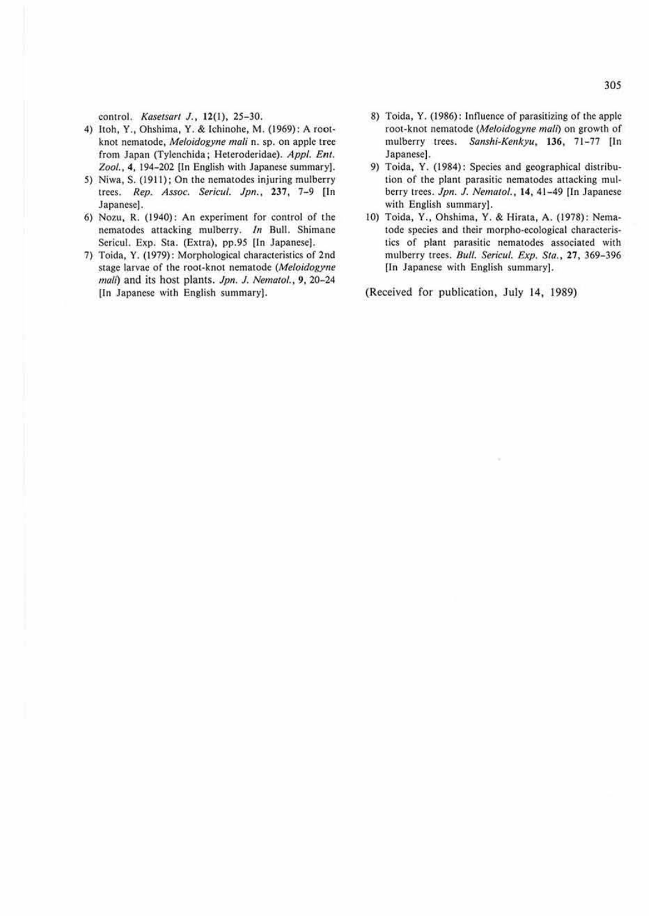control. *Kasetsart J.*, **12**(1), 25–30.

4) Itoh, Y., Ohshima, Y. & Ichinohe, M. (1969): A root-knot nematode, *Meloidogyne mali* n. sp. on apple tree from Japan (Tylenchida; Heteroderidae). *Appl. Ent. Zool.*, **4**, 194–202 [In English with Japanese summary].
5) Niwa, S. (1911); On the nematodes injuring mulberry trees. *Rep. Assoc. Sericul. Jpn.*, **237**, 7–9 [In Japanese].
6) Nozu, R. (1940): An experiment for control of the nematodes attacking mulberry. *In* Bull. Shimane Sericul. Exp. Sta. (Extra), pp.95 [In Japanese].
7) Toida, Y. (1979): Morphological characteristics of 2nd stage larvae of the root-knot nematode (*Meloidogyne mali*) and its host plants. *Jpn. J. Nematol.*, **9**, 20–24 [In Japanese with English summary].
8) Toida, Y. (1986): Influence of parasitizing of the apple root-knot nematode (*Meloidogyne mali*) on growth of mulberry trees. *Sanshi-Kenkyu*, **136**, 71–77 [In Japanese].
9) Toida, Y. (1984): Species and geographical distribution of the plant parasitic nematodes attacking mulberry trees. *Jpn. J. Nematol.*, **14**, 41–49 [In Japanese with English summary].
10) Toida, Y., Ohshima, Y. & Hirata, A. (1978): Nematode species and their morpho-ecological characteristics of plant parasitic nematodes associated with mulberry trees. *Bull. Sericul. Exp. Sta.*, **27**, 369–396 [In Japanese with English summary].

(Received for publication, July 14, 1989)